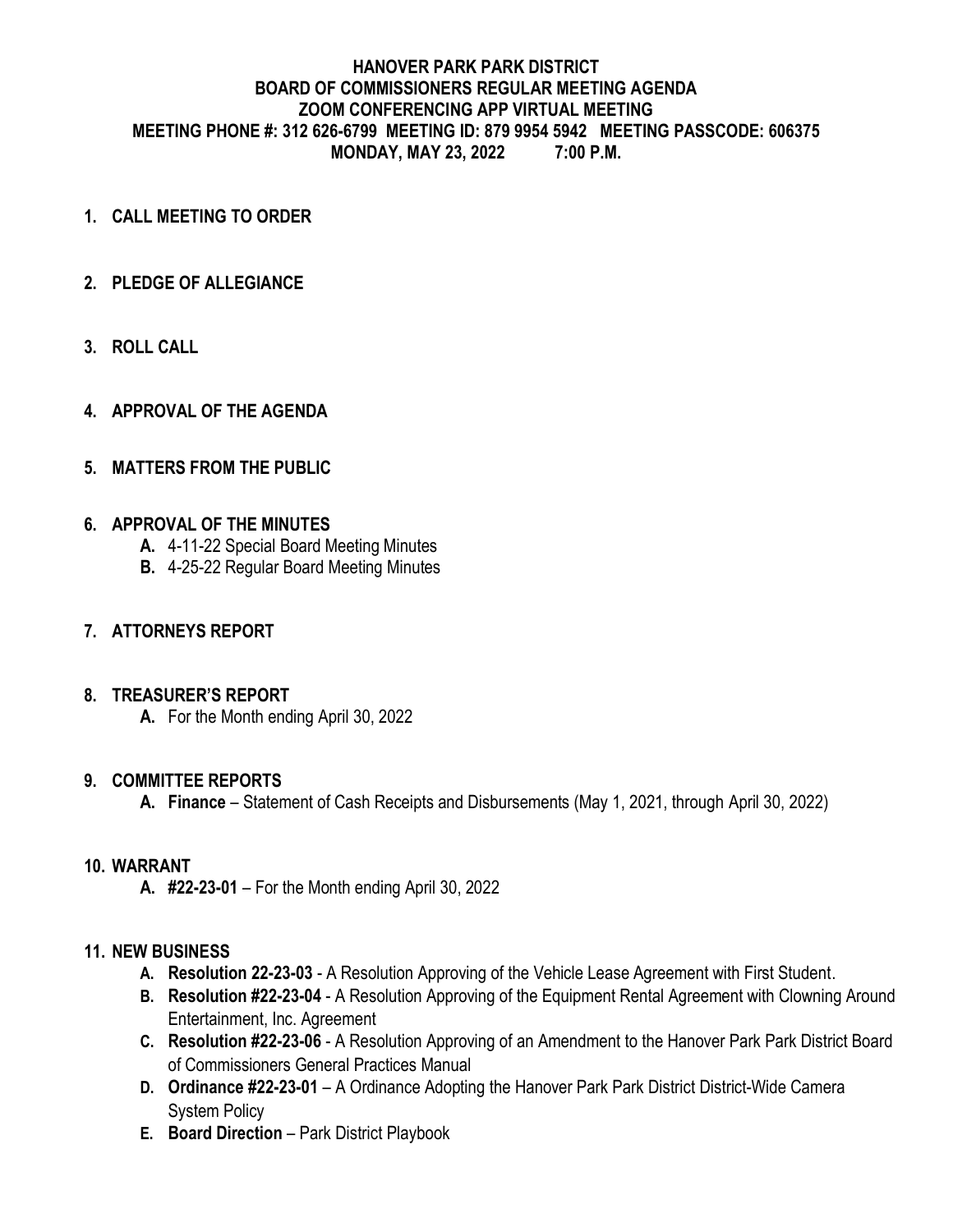# HANOVER PARK PARK DISTRICT
## BOARD OF COMMISSIONERS REGULAR MEETING AGENDA
## ZOOM CONFERENCING APP VIRTUAL MEETING
## MEETING PHONE #: 312 626-6799 MEETING ID: 879 9954 5942 MEETING PASSCODE: 606375
## MONDAY, MAY 23, 2022 7:00 P.M.

1. **CALL MEETING TO ORDER**

2. **PLEDGE OF ALLEGIANCE**

3. **ROLL CALL**

4. **APPROVAL OF THE AGENDA**

5. **MATTERS FROM THE PUBLIC**

6. **APPROVAL OF THE MINUTES**
   - **A.** 4-11-22 Special Board Meeting Minutes
   - **B.** 4-25-22 Regular Board Meeting Minutes

7. **ATTORNEYS REPORT**

8. **TREASURER'S REPORT**
   - **A.** For the Month ending April 30, 2022

9. **COMMITTEE REPORTS**
   - **A. Finance** – Statement of Cash Receipts and Disbursements (May 1, 2021, through April 30, 2022)

10. **WARRANT**
    - **A. #22-23-01** – For the Month ending April 30, 2022

11. **NEW BUSINESS**
    - **A. Resolution 22-23-03** - A Resolution Approving of the Vehicle Lease Agreement with First Student.
    - **B. Resolution #22-23-04** - A Resolution Approving of the Equipment Rental Agreement with Clowning Around Entertainment, Inc. Agreement
    - **C. Resolution #22-23-06** - A Resolution Approving of an Amendment to the Hanover Park Park District Board of Commissioners General Practices Manual
    - **D. Ordinance #22-23-01** – A Ordinance Adopting the Hanover Park Park District District-Wide Camera System Policy
    - **E. Board Direction** – Park District Playbook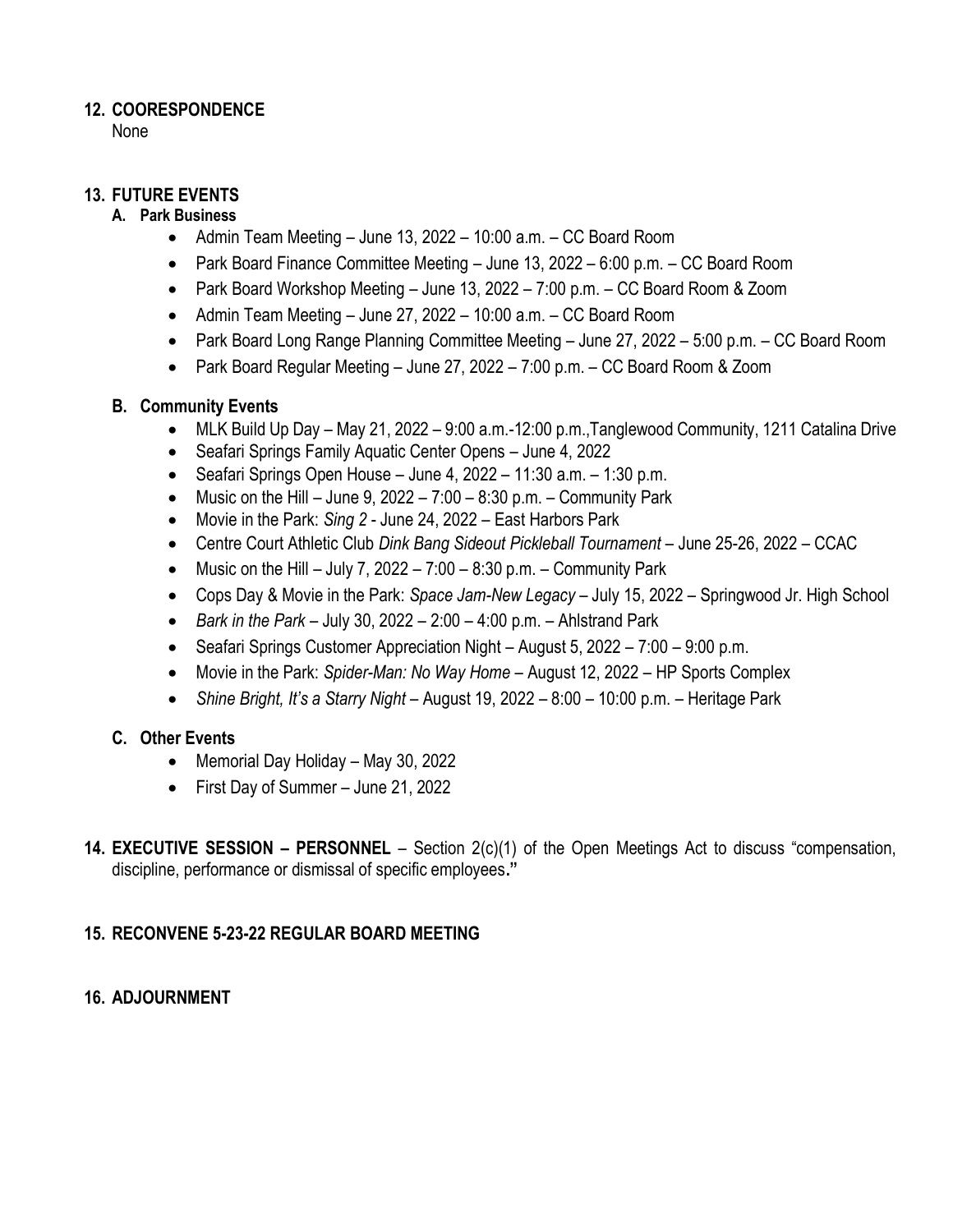**12. COORESPONDENCE**

None

**13. FUTURE EVENTS**

**A. Park Business**

- Admin Team Meeting – June 13, 2022 – 10:00 a.m. – CC Board Room
- Park Board Finance Committee Meeting – June 13, 2022 – 6:00 p.m. – CC Board Room
- Park Board Workshop Meeting – June 13, 2022 – 7:00 p.m. – CC Board Room & Zoom
- Admin Team Meeting – June 27, 2022 – 10:00 a.m. – CC Board Room
- Park Board Long Range Planning Committee Meeting – June 27, 2022 – 5:00 p.m. – CC Board Room
- Park Board Regular Meeting – June 27, 2022 – 7:00 p.m. – CC Board Room & Zoom

**B. Community Events**

- MLK Build Up Day – May 21, 2022 – 9:00 a.m.-12:00 p.m.,Tanglewood Community, 1211 Catalina Drive
- Seafari Springs Family Aquatic Center Opens – June 4, 2022
- Seafari Springs Open House – June 4, 2022 – 11:30 a.m. – 1:30 p.m.
- Music on the Hill – June 9, 2022 – 7:00 – 8:30 p.m. – Community Park
- Movie in the Park: *Sing 2* - June 24, 2022 – East Harbors Park
- Centre Court Athletic Club *Dink Bang Sideout Pickleball Tournament* – June 25-26, 2022 – CCAC
- Music on the Hill – July 7, 2022 – 7:00 – 8:30 p.m. – Community Park
- Cops Day & Movie in the Park: *Space Jam-New Legacy* – July 15, 2022 – Springwood Jr. High School
- *Bark in the Park* – July 30, 2022 – 2:00 – 4:00 p.m. – Ahlstrand Park
- Seafari Springs Customer Appreciation Night – August 5, 2022 – 7:00 – 9:00 p.m.
- Movie in the Park: *Spider-Man: No Way Home* – August 12, 2022 – HP Sports Complex
- *Shine Bright, It's a Starry Night* – August 19, 2022 – 8:00 – 10:00 p.m. – Heritage Park

**C. Other Events**

- Memorial Day Holiday – May 30, 2022
- First Day of Summer – June 21, 2022

**14. EXECUTIVE SESSION – PERSONNEL** – Section 2(c)(1) of the Open Meetings Act to discuss "compensation, discipline, performance or dismissal of specific employees**."**

**15. RECONVENE 5-23-22 REGULAR BOARD MEETING**

**16. ADJOURNMENT**